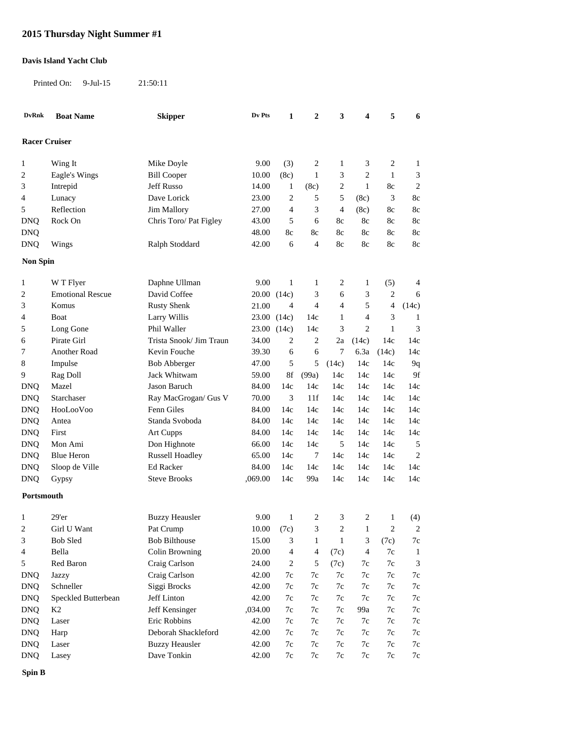# 2015 Thursday Night Summer #1

**Davis Island Yacht Club**

Printed On: 9-Jul-15 21:50:11

| DvRnk | Boat Name | Skipper | Dv Pts | 1 | 2 | 3 | 4 | 5 | 6 |
|---|---|---|---|---|---|---|---|---|---|
| **Racer Cruiser** | | | | | | | | | |
| 1 | Wing It | Mike Doyle | 9.00 | (3) | 2 | 1 | 3 | 2 | 1 |
| 2 | Eagle's Wings | Bill Cooper | 10.00 | (8c) | 1 | 3 | 2 | 1 | 3 |
| 3 | Intrepid | Jeff Russo | 14.00 | 1 | (8c) | 2 | 1 | 8c | 2 |
| 4 | Lunacy | Dave Lorick | 23.00 | 2 | 5 | 5 | (8c) | 3 | 8c |
| 5 | Reflection | Jim Mallory | 27.00 | 4 | 3 | 4 | (8c) | 8c | 8c |
| DNQ | Rock On | Chris Toro/ Pat Figley | 43.00 | 5 | 6 | 8c | 8c | 8c | 8c |
| DNQ | | | 48.00 | 8c | 8c | 8c | 8c | 8c | 8c |
| DNQ | Wings | Ralph Stoddard | 42.00 | 6 | 4 | 8c | 8c | 8c | 8c |
| **Non Spin** | | | | | | | | | |
| 1 | W T Flyer | Daphne Ullman | 9.00 | 1 | 1 | 2 | 1 | (5) | 4 |
| 2 | Emotional Rescue | David Coffee | 20.00 | (14c) | 3 | 6 | 3 | 2 | 6 |
| 3 | Komus | Rusty Shenk | 21.00 | 4 | 4 | 4 | 5 | 4 | (14c) |
| 4 | Boat | Larry Willis | 23.00 | (14c) | 14c | 1 | 4 | 3 | 1 |
| 5 | Long Gone | Phil Waller | 23.00 | (14c) | 14c | 3 | 2 | 1 | 3 |
| 6 | Pirate Girl | Trista Snook/ Jim Traun | 34.00 | 2 | 2 | 2a | (14c) | 14c | 14c |
| 7 | Another Road | Kevin Fouche | 39.30 | 6 | 6 | 7 | 6.3a | (14c) | 14c |
| 8 | Impulse | Bob Abberger | 47.00 | 5 | 5 | (14c) | 14c | 14c | 9q |
| 9 | Rag Doll | Jack Whitwam | 59.00 | 8f | (99a) | 14c | 14c | 14c | 9f |
| DNQ | Mazel | Jason Baruch | 84.00 | 14c | 14c | 14c | 14c | 14c | 14c |
| DNQ | Starchaser | Ray MacGrogan/ Gus V | 70.00 | 3 | 11f | 14c | 14c | 14c | 14c |
| DNQ | HooLooVoo | Fenn Giles | 84.00 | 14c | 14c | 14c | 14c | 14c | 14c |
| DNQ | Antea | Standa Svoboda | 84.00 | 14c | 14c | 14c | 14c | 14c | 14c |
| DNQ | First | Art Cupps | 84.00 | 14c | 14c | 14c | 14c | 14c | 14c |
| DNQ | Mon Ami | Don Highnote | 66.00 | 14c | 14c | 5 | 14c | 14c | 5 |
| DNQ | Blue Heron | Russell Hoadley | 65.00 | 14c | 7 | 14c | 14c | 14c | 2 |
| DNQ | Sloop de Ville | Ed Racker | 84.00 | 14c | 14c | 14c | 14c | 14c | 14c |
| DNQ | Gypsy | Steve Brooks | ,069.00 | 14c | 99a | 14c | 14c | 14c | 14c |
| **Portsmouth** | | | | | | | | | |
| 1 | 29'er | Buzzy Heausler | 9.00 | 1 | 2 | 3 | 2 | 1 | (4) |
| 2 | Girl U Want | Pat Crump | 10.00 | (7c) | 3 | 2 | 1 | 2 | 2 |
| 3 | Bob Sled | Bob Bilthouse | 15.00 | 3 | 1 | 1 | 3 | (7c) | 7c |
| 4 | Bella | Colin Browning | 20.00 | 4 | 4 | (7c) | 4 | 7c | 1 |
| 5 | Red Baron | Craig Carlson | 24.00 | 2 | 5 | (7c) | 7c | 7c | 3 |
| DNQ | Jazzy | Craig Carlson | 42.00 | 7c | 7c | 7c | 7c | 7c | 7c |
| DNQ | Schneller | Siggi Brocks | 42.00 | 7c | 7c | 7c | 7c | 7c | 7c |
| DNQ | Speckled Butterbean | Jeff Linton | 42.00 | 7c | 7c | 7c | 7c | 7c | 7c |
| DNQ | K2 | Jeff Kensinger | ,034.00 | 7c | 7c | 7c | 99a | 7c | 7c |
| DNQ | Laser | Eric Robbins | 42.00 | 7c | 7c | 7c | 7c | 7c | 7c |
| DNQ | Harp | Deborah Shackleford | 42.00 | 7c | 7c | 7c | 7c | 7c | 7c |
| DNQ | Laser | Buzzy Heausler | 42.00 | 7c | 7c | 7c | 7c | 7c | 7c |
| DNQ | Lasey | Dave Tonkin | 42.00 | 7c | 7c | 7c | 7c | 7c | 7c |
| **Spin B** | | | | | | | | | |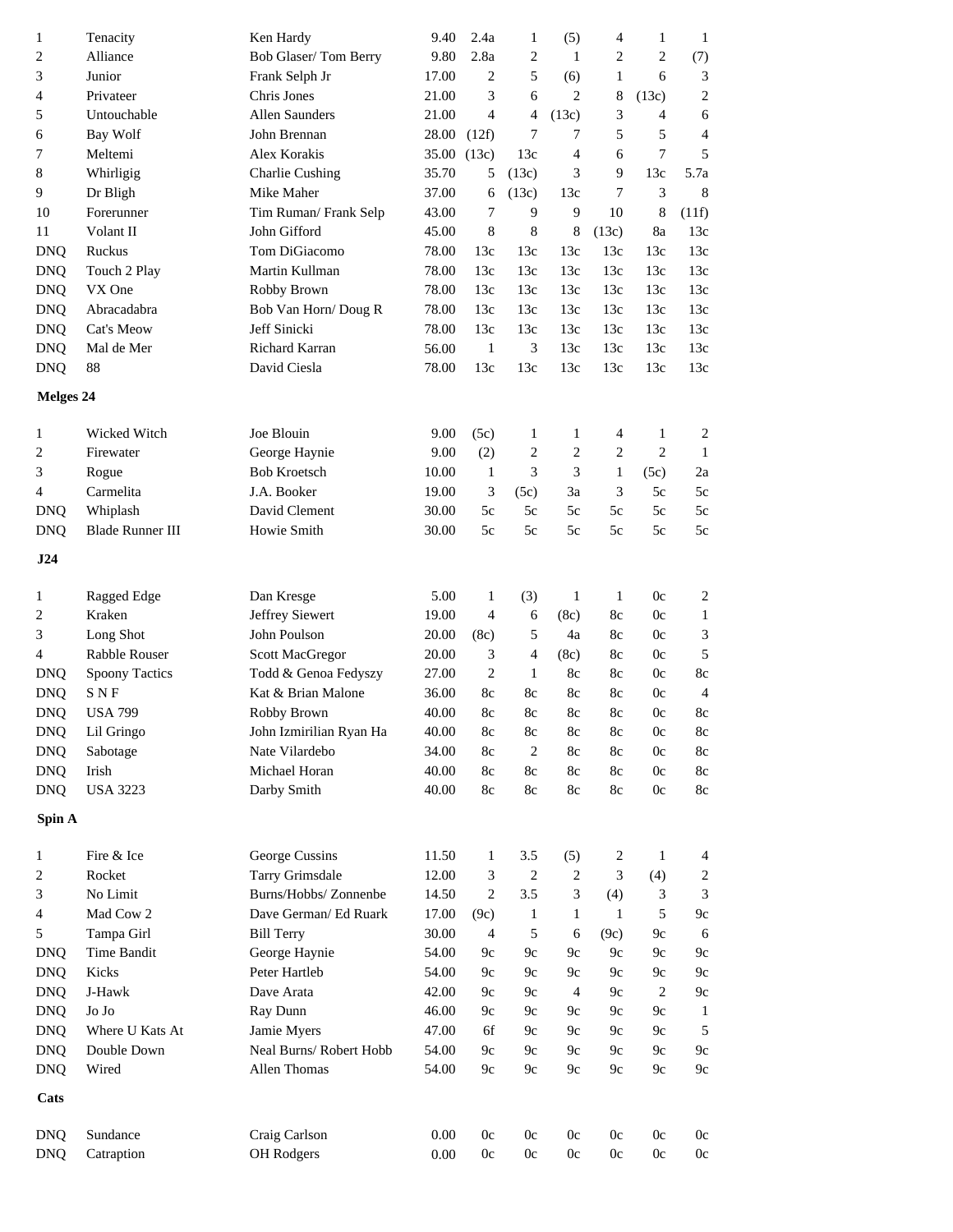| | | | | | | | | | |
|---|---|---|---|---|---|---|---|---|---|
| 1 | Tenacity | Ken Hardy | 9.40 | 2.4a | 1 | (5) | 4 | 1 | 1 |
| 2 | Alliance | Bob Glaser/ Tom Berry | 9.80 | 2.8a | 2 | 1 | 2 | 2 | (7) |
| 3 | Junior | Frank Selph Jr | 17.00 | 2 | 5 | (6) | 1 | 6 | 3 |
| 4 | Privateer | Chris Jones | 21.00 | 3 | 6 | 2 | 8 | (13c) | 2 |
| 5 | Untouchable | Allen Saunders | 21.00 | 4 | 4 | (13c) | 3 | 4 | 6 |
| 6 | Bay Wolf | John Brennan | 28.00 | (12f) | 7 | 7 | 5 | 5 | 4 |
| 7 | Meltemi | Alex Korakis | 35.00 | (13c) | 13c | 4 | 6 | 7 | 5 |
| 8 | Whirligig | Charlie Cushing | 35.70 | 5 | (13c) | 3 | 9 | 13c | 5.7a |
| 9 | Dr Bligh | Mike Maher | 37.00 | 6 | (13c) | 13c | 7 | 3 | 8 |
| 10 | Forerunner | Tim Ruman/ Frank Selp | 43.00 | 7 | 9 | 9 | 10 | 8 | (11f) |
| 11 | Volant II | John Gifford | 45.00 | 8 | 8 | 8 | (13c) | 8a | 13c |
| DNQ | Ruckus | Tom DiGiacomo | 78.00 | 13c | 13c | 13c | 13c | 13c | 13c |
| DNQ | Touch 2 Play | Martin Kullman | 78.00 | 13c | 13c | 13c | 13c | 13c | 13c |
| DNQ | VX One | Robby Brown | 78.00 | 13c | 13c | 13c | 13c | 13c | 13c |
| DNQ | Abracadabra | Bob Van Horn/ Doug R | 78.00 | 13c | 13c | 13c | 13c | 13c | 13c |
| DNQ | Cat's Meow | Jeff Sinicki | 78.00 | 13c | 13c | 13c | 13c | 13c | 13c |
| DNQ | Mal de Mer | Richard Karran | 56.00 | 1 | 3 | 13c | 13c | 13c | 13c |
| DNQ | 88 | David Ciesla | 78.00 | 13c | 13c | 13c | 13c | 13c | 13c |

**Melges 24**

| | | | | | | | | | |
|---|---|---|---|---|---|---|---|---|---|
| 1 | Wicked Witch | Joe Blouin | 9.00 | (5c) | 1 | 1 | 4 | 1 | 2 |
| 2 | Firewater | George Haynie | 9.00 | (2) | 2 | 2 | 2 | 2 | 1 |
| 3 | Rogue | Bob Kroetsch | 10.00 | 1 | 3 | 3 | 1 | (5c) | 2a |
| 4 | Carmelita | J.A. Booker | 19.00 | 3 | (5c) | 3a | 3 | 5c | 5c |
| DNQ | Whiplash | David Clement | 30.00 | 5c | 5c | 5c | 5c | 5c | 5c |
| DNQ | Blade Runner III | Howie Smith | 30.00 | 5c | 5c | 5c | 5c | 5c | 5c |

**J24**

| | | | | | | | | | |
|---|---|---|---|---|---|---|---|---|---|
| 1 | Ragged Edge | Dan Kresge | 5.00 | 1 | (3) | 1 | 1 | 0c | 2 |
| 2 | Kraken | Jeffrey Siewert | 19.00 | 4 | 6 | (8c) | 8c | 0c | 1 |
| 3 | Long Shot | John Poulson | 20.00 | (8c) | 5 | 4a | 8c | 0c | 3 |
| 4 | Rabble Rouser | Scott MacGregor | 20.00 | 3 | 4 | (8c) | 8c | 0c | 5 |
| DNQ | Spoony Tactics | Todd & Genoa Fedyszy | 27.00 | 2 | 1 | 8c | 8c | 0c | 8c |
| DNQ | S N F | Kat & Brian Malone | 36.00 | 8c | 8c | 8c | 8c | 0c | 4 |
| DNQ | USA 799 | Robby Brown | 40.00 | 8c | 8c | 8c | 8c | 0c | 8c |
| DNQ | Lil Gringo | John Izmirilian Ryan Ha | 40.00 | 8c | 8c | 8c | 8c | 0c | 8c |
| DNQ | Sabotage | Nate Vilardebo | 34.00 | 8c | 2 | 8c | 8c | 0c | 8c |
| DNQ | Irish | Michael Horan | 40.00 | 8c | 8c | 8c | 8c | 0c | 8c |
| DNQ | USA 3223 | Darby Smith | 40.00 | 8c | 8c | 8c | 8c | 0c | 8c |

**Spin A**

| | | | | | | | | | |
|---|---|---|---|---|---|---|---|---|---|
| 1 | Fire & Ice | George Cussins | 11.50 | 1 | 3.5 | (5) | 2 | 1 | 4 |
| 2 | Rocket | Tarry Grimsdale | 12.00 | 3 | 2 | 2 | 3 | (4) | 2 |
| 3 | No Limit | Burns/Hobbs/ Zonnenbe | 14.50 | 2 | 3.5 | 3 | (4) | 3 | 3 |
| 4 | Mad Cow 2 | Dave German/ Ed Ruark | 17.00 | (9c) | 1 | 1 | 1 | 5 | 9c |
| 5 | Tampa Girl | Bill Terry | 30.00 | 4 | 5 | 6 | (9c) | 9c | 6 |
| DNQ | Time Bandit | George Haynie | 54.00 | 9c | 9c | 9c | 9c | 9c | 9c |
| DNQ | Kicks | Peter Hartleb | 54.00 | 9c | 9c | 9c | 9c | 9c | 9c |
| DNQ | J-Hawk | Dave Arata | 42.00 | 9c | 9c | 4 | 9c | 2 | 9c |
| DNQ | Jo Jo | Ray Dunn | 46.00 | 9c | 9c | 9c | 9c | 9c | 1 |
| DNQ | Where U Kats At | Jamie Myers | 47.00 | 6f | 9c | 9c | 9c | 9c | 5 |
| DNQ | Double Down | Neal Burns/ Robert Hobb | 54.00 | 9c | 9c | 9c | 9c | 9c | 9c |
| DNQ | Wired | Allen Thomas | 54.00 | 9c | 9c | 9c | 9c | 9c | 9c |

**Cats**

| | | | | | | | | | |
|---|---|---|---|---|---|---|---|---|---|
| DNQ | Sundance | Craig Carlson | 0.00 | 0c | 0c | 0c | 0c | 0c | 0c |
| DNQ | Catraption | OH Rodgers | 0.00 | 0c | 0c | 0c | 0c | 0c | 0c |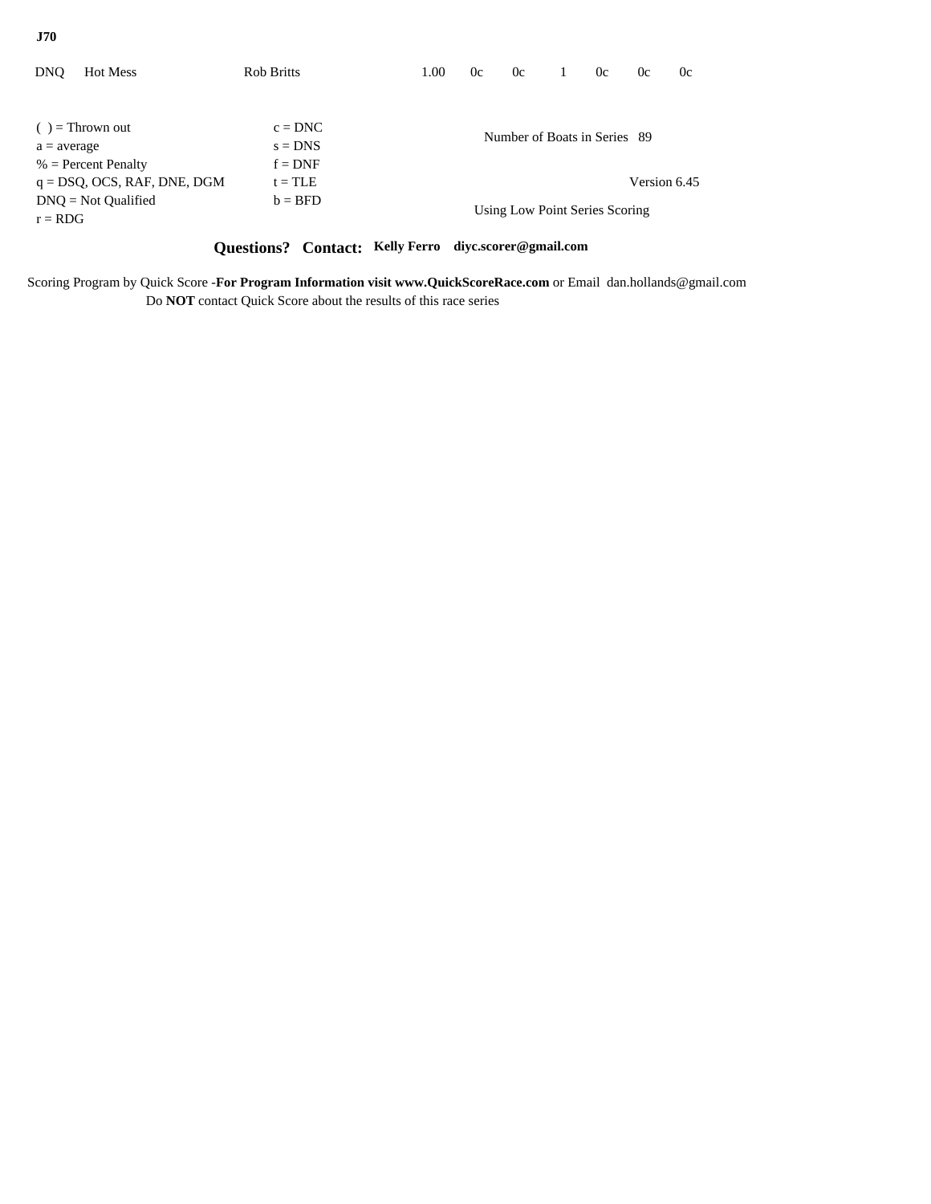**J70**

| | | | | | | | | | |
|---|---|---|---|---|---|---|---|---|---|
| DNQ | Hot Mess | Rob Britts | 1.00 | 0c | 0c | 1 | 0c | 0c | 0c |

( ) = Thrown out
a = average
% = Percent Penalty
q = DSQ, OCS, RAF, DNE, DGM
DNQ = Not Qualified
r = RDG

c = DNC
s = DNS
f = DNF
t = TLE
b = BFD

Number of Boats in Series 89

Version 6.45

Using Low Point Series Scoring

**Questions? Contact: Kelly Ferro diyc.scorer@gmail.com**

Scoring Program by Quick Score -**For Program Information visit www.QuickScoreRace.com** or Email dan.hollands@gmail.com
Do **NOT** contact Quick Score about the results of this race series